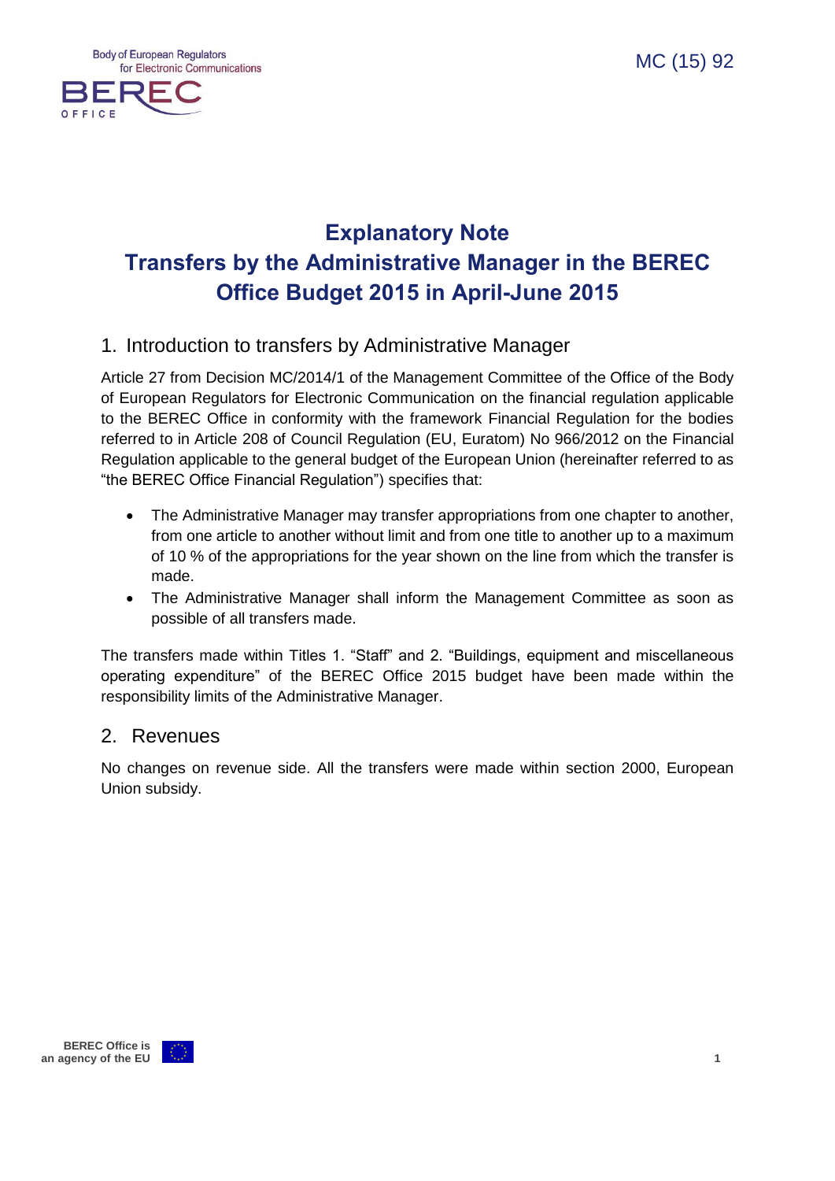MC (15) 92

# Explanatory Note
# Transfers by the Administrative Manager in the BEREC Office Budget 2015 in April-June 2015

## 1. Introduction to transfers by Administrative Manager

Article 27 from Decision MC/2014/1 of the Management Committee of the Office of the Body of European Regulators for Electronic Communication on the financial regulation applicable to the BEREC Office in conformity with the framework Financial Regulation for the bodies referred to in Article 208 of Council Regulation (EU, Euratom) No 966/2012 on the Financial Regulation applicable to the general budget of the European Union (hereinafter referred to as "the BEREC Office Financial Regulation") specifies that:

- The Administrative Manager may transfer appropriations from one chapter to another, from one article to another without limit and from one title to another up to a maximum of 10 % of the appropriations for the year shown on the line from which the transfer is made.
- The Administrative Manager shall inform the Management Committee as soon as possible of all transfers made.

The transfers made within Titles 1. "Staff" and 2. "Buildings, equipment and miscellaneous operating expenditure" of the BEREC Office 2015 budget have been made within the responsibility limits of the Administrative Manager.

## 2. Revenues

No changes on revenue side. All the transfers were made within section 2000, European Union subsidy.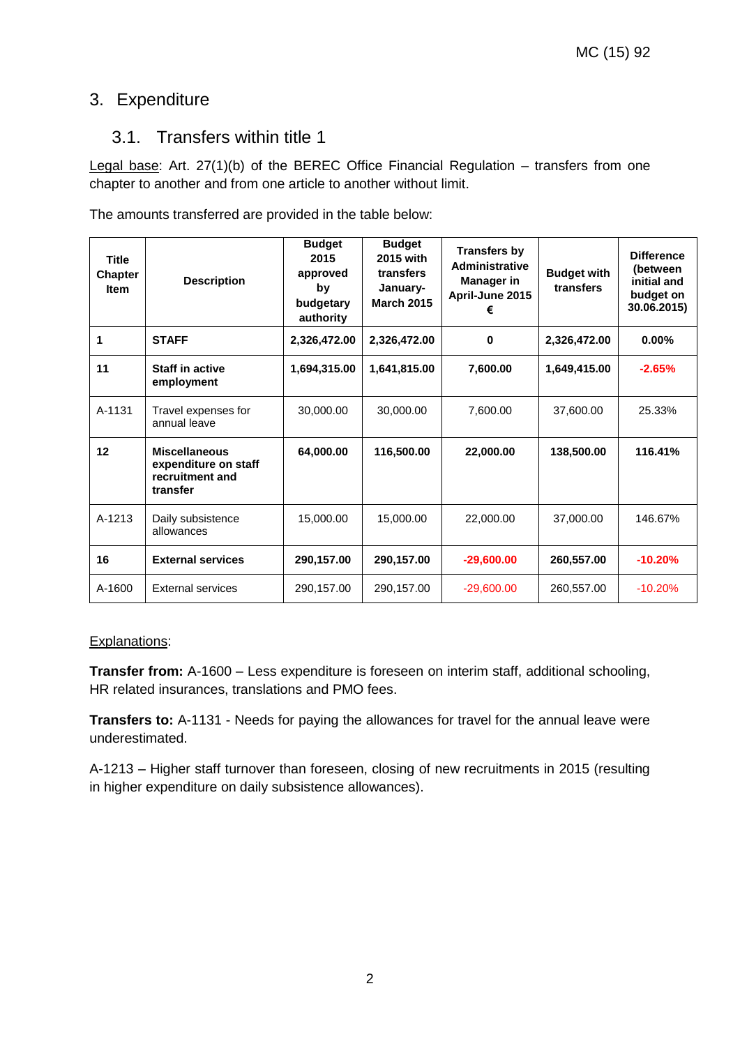## 3. Expenditure

### 3.1. Transfers within title 1

Legal base: Art. 27(1)(b) of the BEREC Office Financial Regulation – transfers from one chapter to another and from one article to another without limit.

The amounts transferred are provided in the table below:

| Title Chapter Item | Description | Budget 2015 approved by budgetary authority | Budget 2015 with transfers January-March 2015 | Transfers by Administrative Manager in April-June 2015 € | Budget with transfers | Difference (between initial and budget on 30.06.2015) |
|---|---|---|---|---|---|---|
| **1** | **STAFF** | **2,326,472.00** | **2,326,472.00** | **0** | **2,326,472.00** | **0.00%** |
| **11** | **Staff in active employment** | **1,694,315.00** | **1,641,815.00** | **7,600.00** | **1,649,415.00** | **-2.65%** |
| A-1131 | Travel expenses for annual leave | 30,000.00 | 30,000.00 | 7,600.00 | 37,600.00 | 25.33% |
| **12** | **Miscellaneous expenditure on staff recruitment and transfer** | **64,000.00** | **116,500.00** | **22,000.00** | **138,500.00** | **116.41%** |
| A-1213 | Daily subsistence allowances | 15,000.00 | 15,000.00 | 22,000.00 | 37,000.00 | 146.67% |
| **16** | **External services** | **290,157.00** | **290,157.00** | **-29,600.00** | **260,557.00** | **-10.20%** |
| A-1600 | External services | 290,157.00 | 290,157.00 | -29,600.00 | 260,557.00 | -10.20% |

Explanations:

**Transfer from:** A-1600 – Less expenditure is foreseen on interim staff, additional schooling, HR related insurances, translations and PMO fees.

**Transfers to:** A-1131 - Needs for paying the allowances for travel for the annual leave were underestimated.

A-1213 – Higher staff turnover than foreseen, closing of new recruitments in 2015 (resulting in higher expenditure on daily subsistence allowances).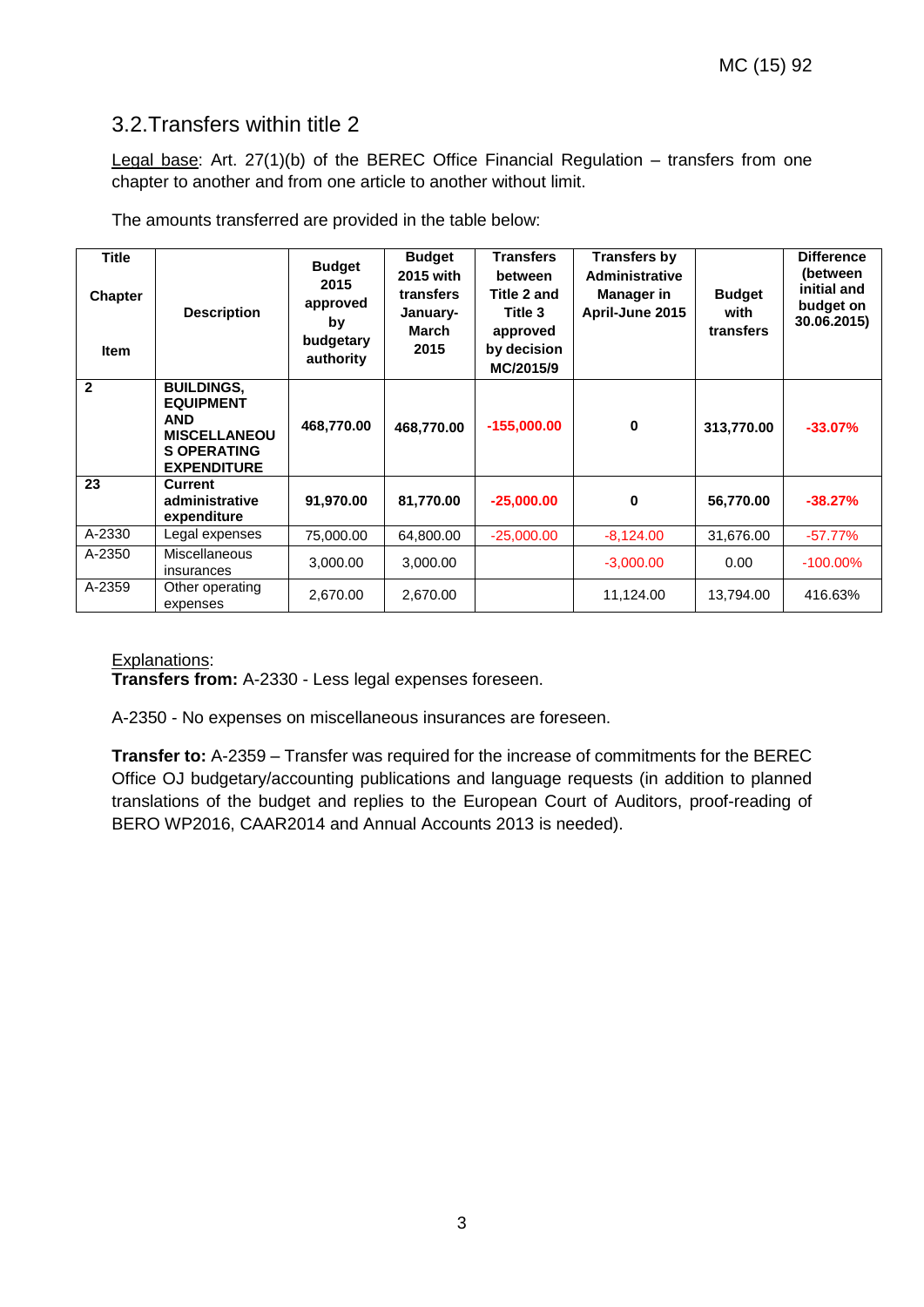## 3.2. Transfers within title 2

Legal base: Art. 27(1)(b) of the BEREC Office Financial Regulation – transfers from one chapter to another and from one article to another without limit.

The amounts transferred are provided in the table below:

| Title<br><br>Chapter<br><br>Item | Description | Budget 2015 approved by budgetary authority | Budget 2015 with transfers January-March 2015 | Transfers between Title 2 and Title 3 approved by decision MC/2015/9 | Transfers by Administrative Manager in April-June 2015 | Budget with transfers | Difference (between initial and budget on 30.06.2015) |
|---|---|---|---|---|---|---|---|
| **2** | **BUILDINGS, EQUIPMENT AND MISCELLANEOUS OPERATING EXPENDITURE** | **468,770.00** | **468,770.00** | **-155,000.00** | **0** | **313,770.00** | **-33.07%** |
| **23** | **Current administrative expenditure** | **91,970.00** | **81,770.00** | **-25,000.00** | **0** | **56,770.00** | **-38.27%** |
| A-2330 | Legal expenses | 75,000.00 | 64,800.00 | -25,000.00 | -8,124.00 | 31,676.00 | -57.77% |
| A-2350 | Miscellaneous insurances | 3,000.00 | 3,000.00 | | -3,000.00 | 0.00 | -100.00% |
| A-2359 | Other operating expenses | 2,670.00 | 2,670.00 | | 11,124.00 | 13,794.00 | 416.63% |

Explanations:
**Transfers from:** A-2330 - Less legal expenses foreseen.

A-2350 - No expenses on miscellaneous insurances are foreseen.

**Transfer to:** A-2359 – Transfer was required for the increase of commitments for the BEREC Office OJ budgetary/accounting publications and language requests (in addition to planned translations of the budget and replies to the European Court of Auditors, proof-reading of BERO WP2016, CAAR2014 and Annual Accounts 2013 is needed).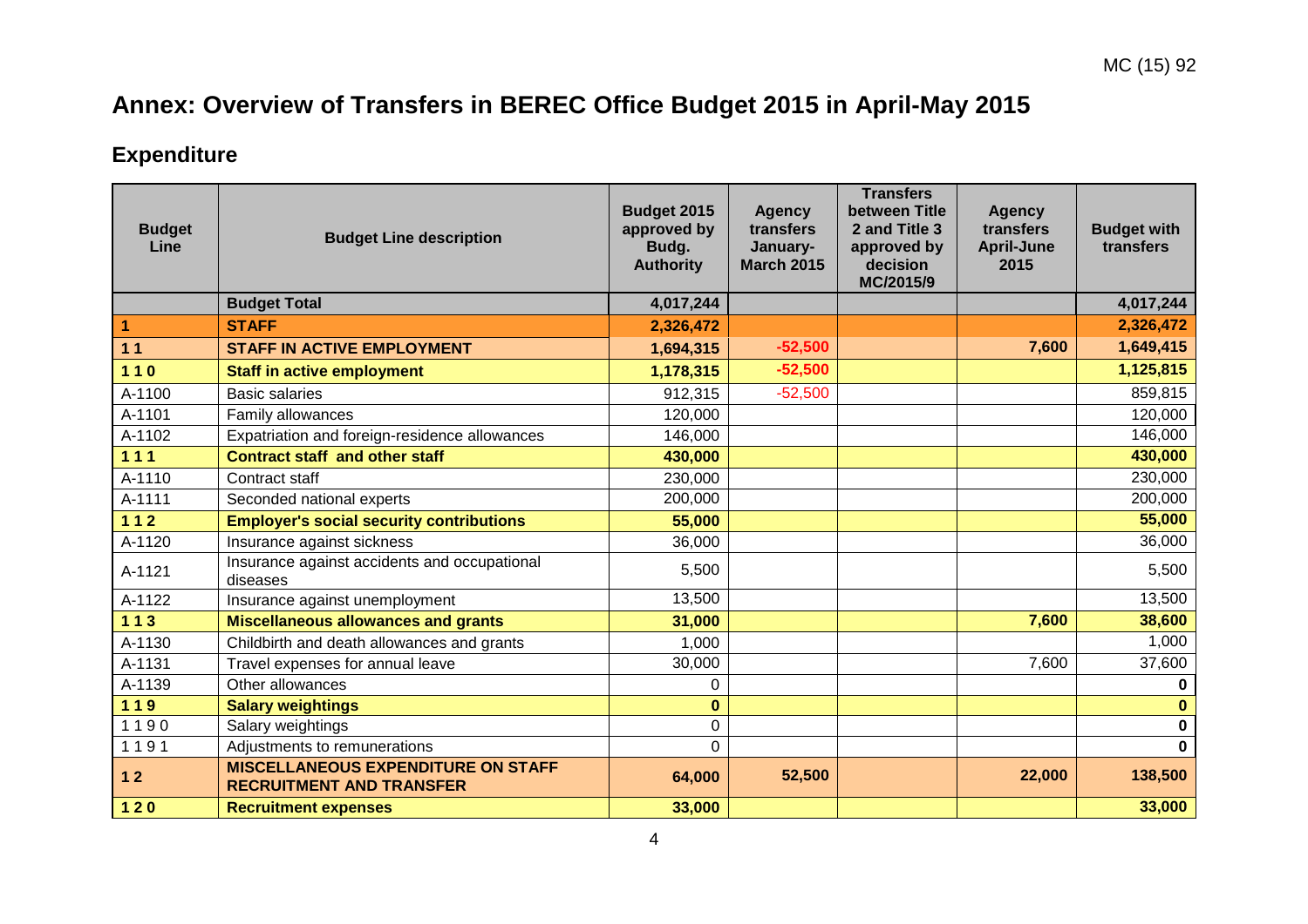## Annex: Overview of Transfers in BEREC Office Budget 2015 in April-May 2015

### Expenditure

| Budget Line | Budget Line description | Budget 2015 approved by Budg. Authority | Agency transfers January-March 2015 | Transfers between Title 2 and Title 3 approved by decision MC/2015/9 | Agency transfers April-June 2015 | Budget with transfers |
|---|---|---|---|---|---|---|
| | **Budget Total** | **4,017,244** | | | | **4,017,244** |
| **1** | **STAFF** | **2,326,472** | | | | **2,326,472** |
| **1 1** | **STAFF IN ACTIVE EMPLOYMENT** | **1,694,315** | **-52,500** | | **7,600** | **1,649,415** |
| **1 1 0** | **Staff in active employment** | **1,178,315** | **-52,500** | | | **1,125,815** |
| A-1100 | Basic salaries | 912,315 | -52,500 | | | 859,815 |
| A-1101 | Family allowances | 120,000 | | | | 120,000 |
| A-1102 | Expatriation and foreign-residence allowances | 146,000 | | | | 146,000 |
| **1 1 1** | **Contract staff and other staff** | **430,000** | | | | **430,000** |
| A-1110 | Contract staff | 230,000 | | | | 230,000 |
| A-1111 | Seconded national experts | 200,000 | | | | 200,000 |
| **1 1 2** | **Employer's social security contributions** | **55,000** | | | | **55,000** |
| A-1120 | Insurance against sickness | 36,000 | | | | 36,000 |
| A-1121 | Insurance against accidents and occupational diseases | 5,500 | | | | 5,500 |
| A-1122 | Insurance against unemployment | 13,500 | | | | 13,500 |
| **1 1 3** | **Miscellaneous allowances and grants** | **31,000** | | | **7,600** | **38,600** |
| A-1130 | Childbirth and death allowances and grants | 1,000 | | | | 1,000 |
| A-1131 | Travel expenses for annual leave | 30,000 | | | 7,600 | 37,600 |
| A-1139 | Other allowances | 0 | | | | **0** |
| **1 1 9** | **Salary weightings** | **0** | | | | **0** |
| 1 1 9 0 | Salary weightings | 0 | | | | **0** |
| 1 1 9 1 | Adjustments to remunerations | 0 | | | | **0** |
| **1 2** | **MISCELLANEOUS EXPENDITURE ON STAFF RECRUITMENT AND TRANSFER** | **64,000** | **52,500** | | **22,000** | **138,500** |
| **1 2 0** | **Recruitment expenses** | **33,000** | | | | **33,000** |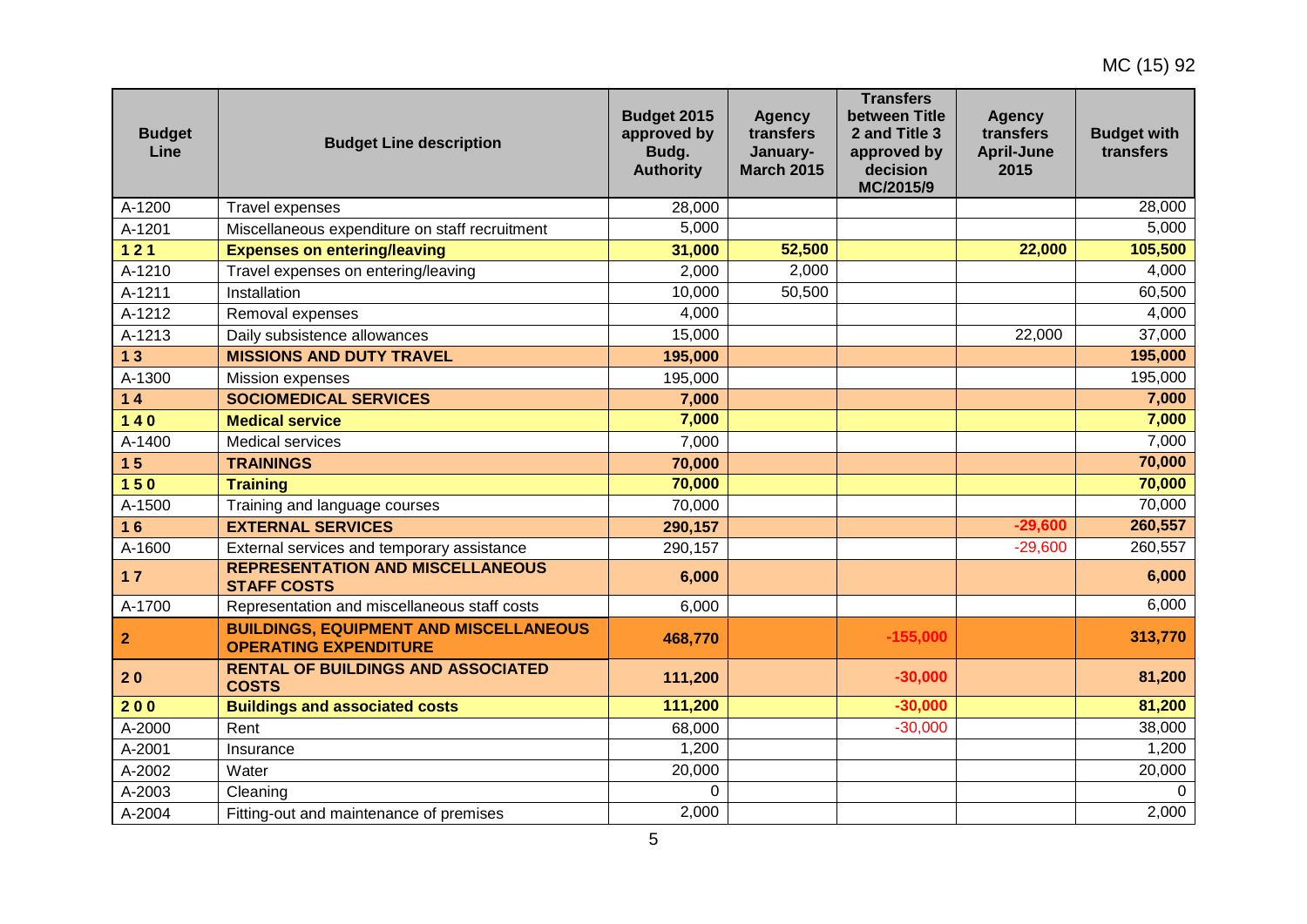| Budget Line | Budget Line description | Budget 2015 approved by Budg. Authority | Agency transfers January-March 2015 | Transfers between Title 2 and Title 3 approved by decision MC/2015/9 | Agency transfers April-June 2015 | Budget with transfers |
|---|---|---|---|---|---|---|
| A-1200 | Travel expenses | 28,000 | | | | 28,000 |
| A-1201 | Miscellaneous expenditure on staff recruitment | 5,000 | | | | 5,000 |
| **1 2 1** | **Expenses on entering/leaving** | **31,000** | **52,500** | | **22,000** | **105,500** |
| A-1210 | Travel expenses on entering/leaving | 2,000 | 2,000 | | | 4,000 |
| A-1211 | Installation | 10,000 | 50,500 | | | 60,500 |
| A-1212 | Removal expenses | 4,000 | | | | 4,000 |
| A-1213 | Daily subsistence allowances | 15,000 | | | 22,000 | 37,000 |
| **1 3** | **MISSIONS AND DUTY TRAVEL** | **195,000** | | | | **195,000** |
| A-1300 | Mission expenses | 195,000 | | | | 195,000 |
| **1 4** | **SOCIOMEDICAL SERVICES** | **7,000** | | | | **7,000** |
| **1 4 0** | **Medical service** | **7,000** | | | | **7,000** |
| A-1400 | Medical services | 7,000 | | | | 7,000 |
| **1 5** | **TRAININGS** | **70,000** | | | | **70,000** |
| **1 5 0** | **Training** | **70,000** | | | | **70,000** |
| A-1500 | Training and language courses | 70,000 | | | | 70,000 |
| **1 6** | **EXTERNAL SERVICES** | **290,157** | | | **-29,600** | **260,557** |
| A-1600 | External services and temporary assistance | 290,157 | | | -29,600 | 260,557 |
| **1 7** | **REPRESENTATION AND MISCELLANEOUS STAFF COSTS** | **6,000** | | | | **6,000** |
| A-1700 | Representation and miscellaneous staff costs | 6,000 | | | | 6,000 |
| **2** | **BUILDINGS, EQUIPMENT AND MISCELLANEOUS OPERATING EXPENDITURE** | **468,770** | | **-155,000** | | **313,770** |
| **2 0** | **RENTAL OF BUILDINGS AND ASSOCIATED COSTS** | **111,200** | | **-30,000** | | **81,200** |
| **2 0 0** | **Buildings and associated costs** | **111,200** | | **-30,000** | | **81,200** |
| A-2000 | Rent | 68,000 | | -30,000 | | 38,000 |
| A-2001 | Insurance | 1,200 | | | | 1,200 |
| A-2002 | Water | 20,000 | | | | 20,000 |
| A-2003 | Cleaning | 0 | | | | 0 |
| A-2004 | Fitting-out and maintenance of premises | 2,000 | | | | 2,000 |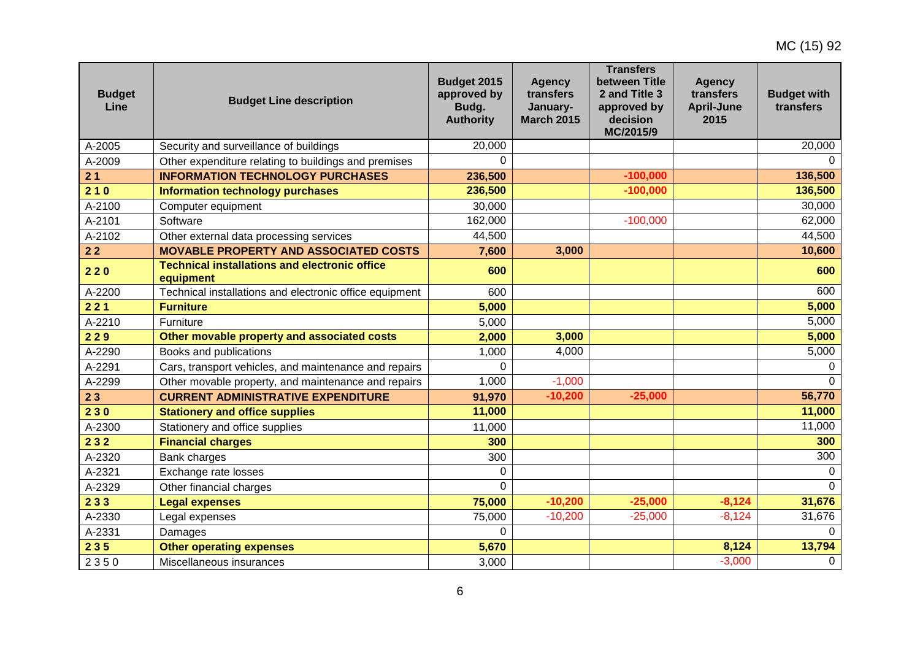| Budget Line | Budget Line description | Budget 2015 approved by Budg. Authority | Agency transfers January-March 2015 | Transfers between Title 2 and Title 3 approved by decision MC/2015/9 | Agency transfers April-June 2015 | Budget with transfers |
|---|---|---|---|---|---|---|
| A-2005 | Security and surveillance of buildings | 20,000 | | | | 20,000 |
| A-2009 | Other expenditure relating to buildings and premises | 0 | | | | 0 |
| **2 1** | **INFORMATION TECHNOLOGY PURCHASES** | **236,500** | | **-100,000** | | **136,500** |
| **2 1 0** | **Information technology purchases** | **236,500** | | **-100,000** | | **136,500** |
| A-2100 | Computer equipment | 30,000 | | | | 30,000 |
| A-2101 | Software | 162,000 | | -100,000 | | 62,000 |
| A-2102 | Other external data processing services | 44,500 | | | | 44,500 |
| **2 2** | **MOVABLE PROPERTY AND ASSOCIATED COSTS** | **7,600** | **3,000** | | | **10,600** |
| **2 2 0** | **Technical installations and electronic office equipment** | **600** | | | | **600** |
| A-2200 | Technical installations and electronic office equipment | 600 | | | | 600 |
| **2 2 1** | **Furniture** | **5,000** | | | | **5,000** |
| A-2210 | Furniture | 5,000 | | | | 5,000 |
| **2 2 9** | **Other movable property and associated costs** | **2,000** | **3,000** | | | **5,000** |
| A-2290 | Books and publications | 1,000 | 4,000 | | | 5,000 |
| A-2291 | Cars, transport vehicles, and maintenance and repairs | 0 | | | | 0 |
| A-2299 | Other movable property, and maintenance and repairs | 1,000 | -1,000 | | | 0 |
| **2 3** | **CURRENT ADMINISTRATIVE EXPENDITURE** | **91,970** | **-10,200** | **-25,000** | | **56,770** |
| **2 3 0** | **Stationery and office supplies** | **11,000** | | | | **11,000** |
| A-2300 | Stationery and office supplies | 11,000 | | | | 11,000 |
| **2 3 2** | **Financial charges** | **300** | | | | **300** |
| A-2320 | Bank charges | 300 | | | | 300 |
| A-2321 | Exchange rate losses | 0 | | | | 0 |
| A-2329 | Other financial charges | 0 | | | | 0 |
| **2 3 3** | **Legal expenses** | **75,000** | **-10,200** | **-25,000** | **-8,124** | **31,676** |
| A-2330 | Legal expenses | 75,000 | -10,200 | -25,000 | -8,124 | 31,676 |
| A-2331 | Damages | 0 | | | | 0 |
| **2 3 5** | **Other operating expenses** | **5,670** | | | **8,124** | **13,794** |
| 2 3 5 0 | Miscellaneous insurances | 3,000 | | | -3,000 | 0 |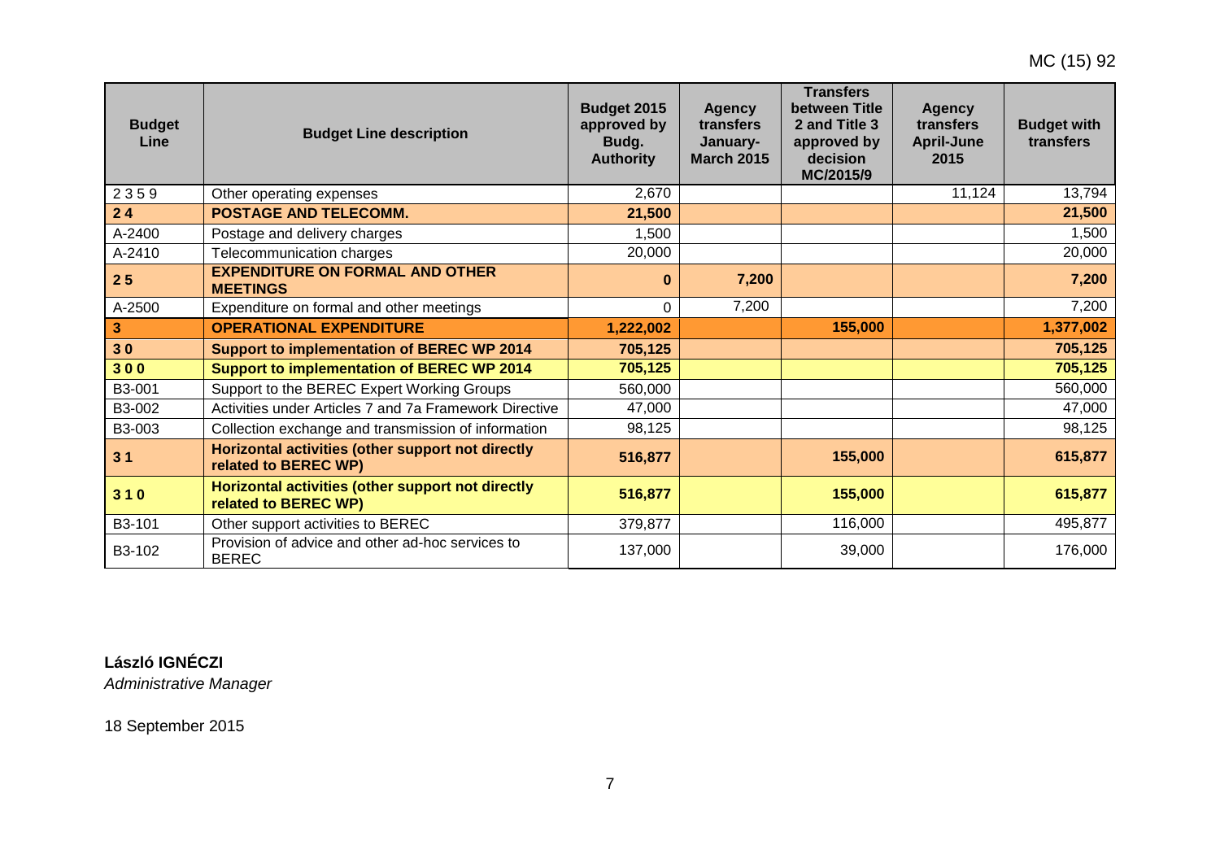| Budget Line | Budget Line description | Budget 2015 approved by Budg. Authority | Agency transfers January-March 2015 | Transfers between Title 2 and Title 3 approved by decision MC/2015/9 | Agency transfers April-June 2015 | Budget with transfers |
|---|---|---|---|---|---|---|
| 2 3 5 9 | Other operating expenses | 2,670 | | | 11,124 | 13,794 |
| **2 4** | **POSTAGE AND TELECOMM.** | **21,500** | | | | **21,500** |
| A-2400 | Postage and delivery charges | 1,500 | | | | 1,500 |
| A-2410 | Telecommunication charges | 20,000 | | | | 20,000 |
| **2 5** | **EXPENDITURE ON FORMAL AND OTHER MEETINGS** | **0** | **7,200** | | | **7,200** |
| A-2500 | Expenditure on formal and other meetings | 0 | 7,200 | | | 7,200 |
| **3** | **OPERATIONAL EXPENDITURE** | **1,222,002** | | **155,000** | | **1,377,002** |
| **3 0** | **Support to implementation of BEREC WP 2014** | **705,125** | | | | **705,125** |
| **3 0 0** | **Support to implementation of BEREC WP 2014** | **705,125** | | | | **705,125** |
| B3-001 | Support to the BEREC Expert Working Groups | 560,000 | | | | 560,000 |
| B3-002 | Activities under Articles 7 and 7a Framework Directive | 47,000 | | | | 47,000 |
| B3-003 | Collection exchange and transmission of information | 98,125 | | | | 98,125 |
| **3 1** | **Horizontal activities (other support not directly related to BEREC WP)** | **516,877** | | **155,000** | | **615,877** |
| **3 1 0** | **Horizontal activities (other support not directly related to BEREC WP)** | **516,877** | | **155,000** | | **615,877** |
| B3-101 | Other support activities to BEREC | 379,877 | | 116,000 | | 495,877 |
| B3-102 | Provision of advice and other ad-hoc services to BEREC | 137,000 | | 39,000 | | 176,000 |

**László IGNÉCZI**
*Administrative Manager*

18 September 2015